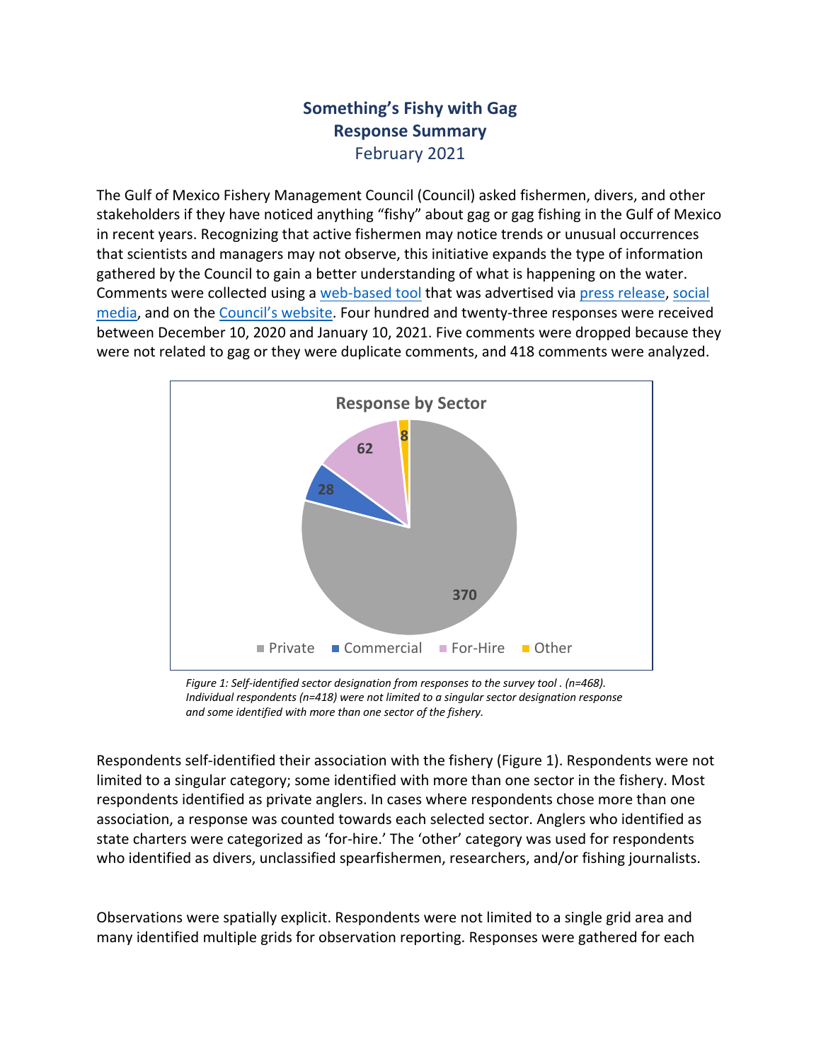# Something's Fishy with Gag
## Response Summary
February 2021

The Gulf of Mexico Fishery Management Council (Council) asked fishermen, divers, and other stakeholders if they have noticed anything "fishy" about gag or gag fishing in the Gulf of Mexico in recent years. Recognizing that active fishermen may notice trends or unusual occurrences that scientists and managers may not observe, this initiative expands the type of information gathered by the Council to gain a better understanding of what is happening on the water. Comments were collected using a web-based tool that was advertised via press release, social media, and on the Council's website. Four hundred and twenty-three responses were received between December 10, 2020 and January 10, 2021. Five comments were dropped because they were not related to gag or they were duplicate comments, and 418 comments were analyzed.

**Response by Sector**

| Sector | Responses |
|---|---|
| Private | 370 |
| Commercial | 28 |
| For-Hire | 62 |
| Other | 8 |

*Figure 1: Self-identified sector designation from responses to the survey tool . (n=468). Individual respondents (n=418) were not limited to a singular sector designation response and some identified with more than one sector of the fishery.*

Respondents self-identified their association with the fishery (Figure 1). Respondents were not limited to a singular category; some identified with more than one sector in the fishery. Most respondents identified as private anglers. In cases where respondents chose more than one association, a response was counted towards each selected sector. Anglers who identified as state charters were categorized as 'for-hire.' The 'other' category was used for respondents who identified as divers, unclassified spearfishermen, researchers, and/or fishing journalists.

Observations were spatially explicit. Respondents were not limited to a single grid area and many identified multiple grids for observation reporting. Responses were gathered for each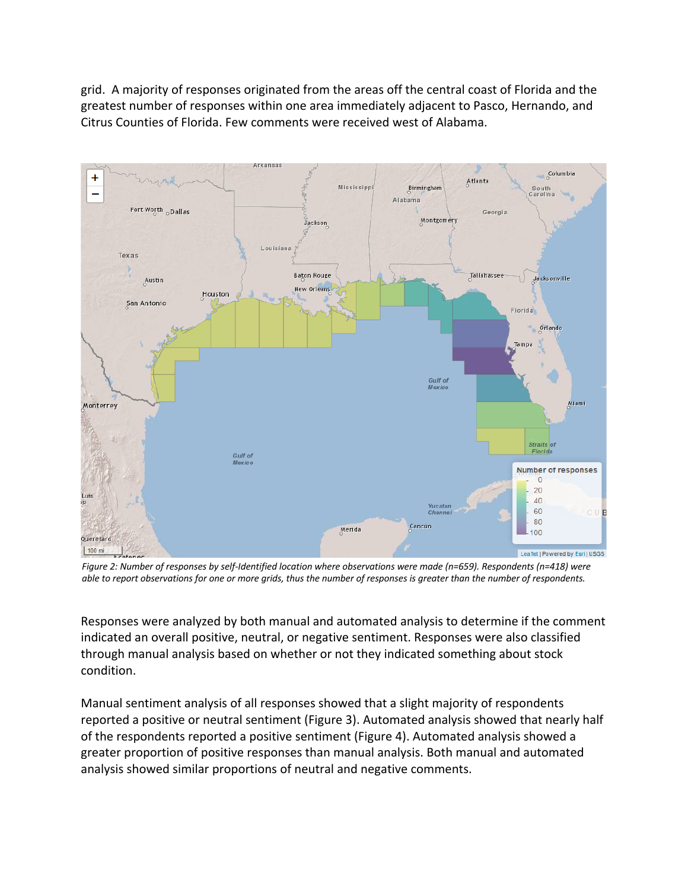grid. A majority of responses originated from the areas off the central coast of Florida and the greatest number of responses within one area immediately adjacent to Pasco, Hernando, and Citrus Counties of Florida. Few comments were received west of Alabama.

*Figure 2: Number of responses by self-Identified location where observations were made (n=659). Respondents (n=418) were able to report observations for one or more grids, thus the number of responses is greater than the number of respondents.*

Responses were analyzed by both manual and automated analysis to determine if the comment indicated an overall positive, neutral, or negative sentiment. Responses were also classified through manual analysis based on whether or not they indicated something about stock condition.

Manual sentiment analysis of all responses showed that a slight majority of respondents reported a positive or neutral sentiment (Figure 3). Automated analysis showed that nearly half of the respondents reported a positive sentiment (Figure 4). Automated analysis showed a greater proportion of positive responses than manual analysis. Both manual and automated analysis showed similar proportions of neutral and negative comments.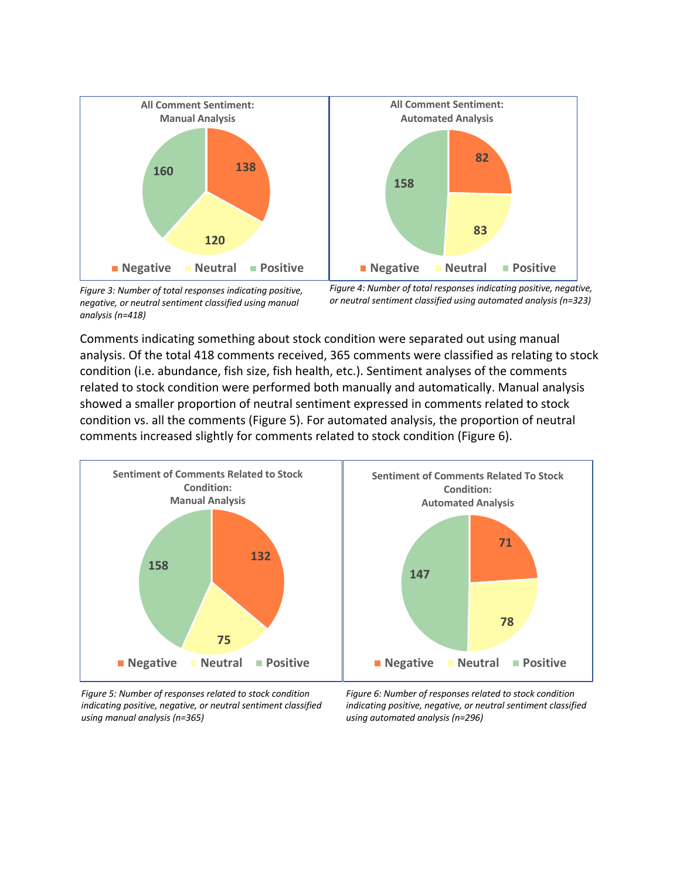*Figure 3: Number of total responses indicating positive, negative, or neutral sentiment classified using manual analysis (n=418)*

*Figure 4: Number of total responses indicating positive, negative, or neutral sentiment classified using automated analysis (n=323)*

Comments indicating something about stock condition were separated out using manual analysis. Of the total 418 comments received, 365 comments were classified as relating to stock condition (i.e. abundance, fish size, fish health, etc.). Sentiment analyses of the comments related to stock condition were performed both manually and automatically. Manual analysis showed a smaller proportion of neutral sentiment expressed in comments related to stock condition vs. all the comments (Figure 5). For automated analysis, the proportion of neutral comments increased slightly for comments related to stock condition (Figure 6).

*Figure 5: Number of responses related to stock condition indicating positive, negative, or neutral sentiment classified using manual analysis (n=365)*

*Figure 6: Number of responses related to stock condition indicating positive, negative, or neutral sentiment classified using automated analysis (n=296)*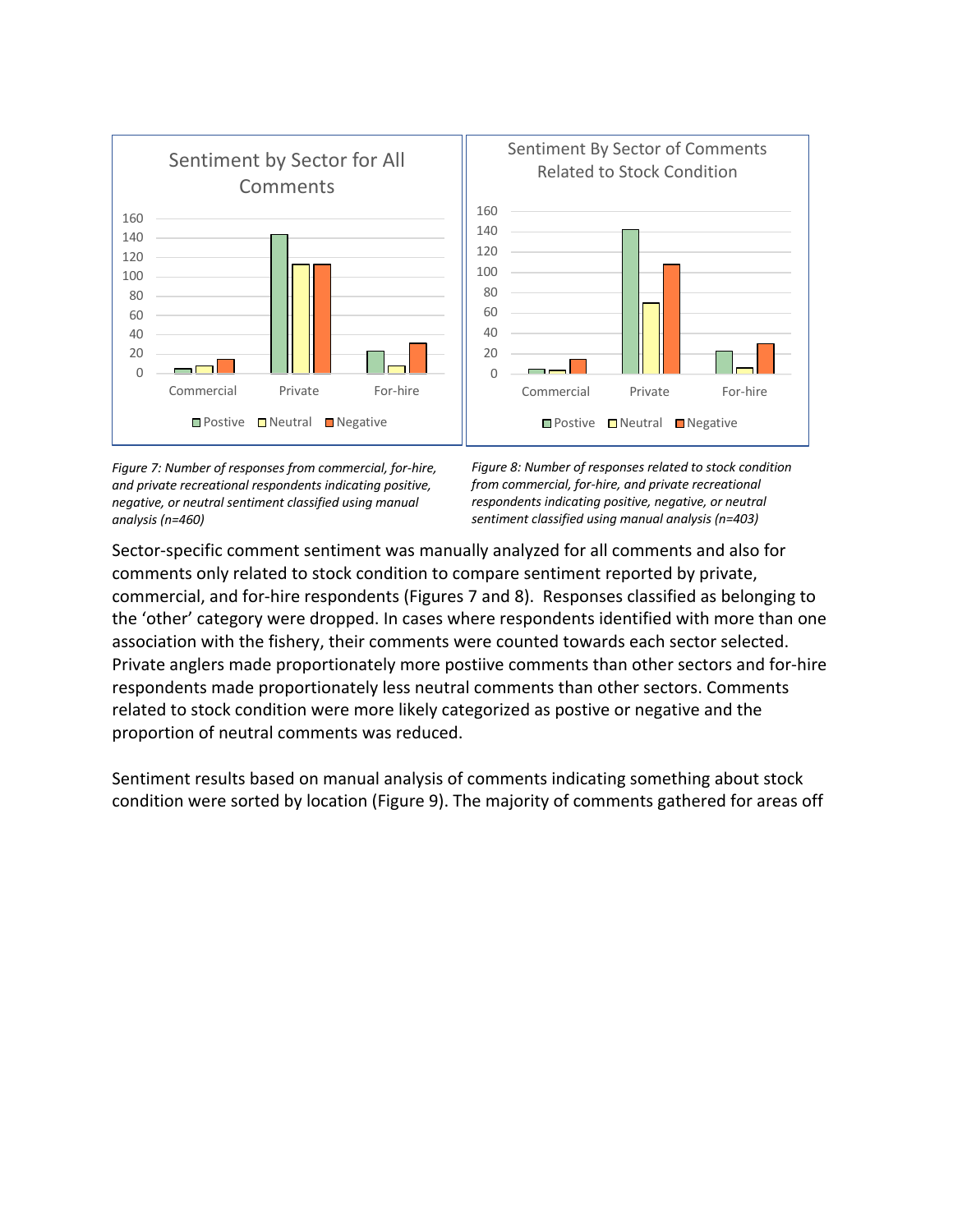*Figure 7: Number of responses from commercial, for-hire, and private recreational respondents indicating positive, negative, or neutral sentiment classified using manual analysis (n=460)*

*Figure 8: Number of responses related to stock condition from commercial, for-hire, and private recreational respondents indicating positive, negative, or neutral sentiment classified using manual analysis (n=403)*

Sector-specific comment sentiment was manually analyzed for all comments and also for comments only related to stock condition to compare sentiment reported by private, commercial, and for-hire respondents (Figures 7 and 8). Responses classified as belonging to the 'other' category were dropped. In cases where respondents identified with more than one association with the fishery, their comments were counted towards each sector selected. Private anglers made proportionately more postiive comments than other sectors and for-hire respondents made proportionately less neutral comments than other sectors. Comments related to stock condition were more likely categorized as postive or negative and the proportion of neutral comments was reduced.

Sentiment results based on manual analysis of comments indicating something about stock condition were sorted by location (Figure 9). The majority of comments gathered for areas off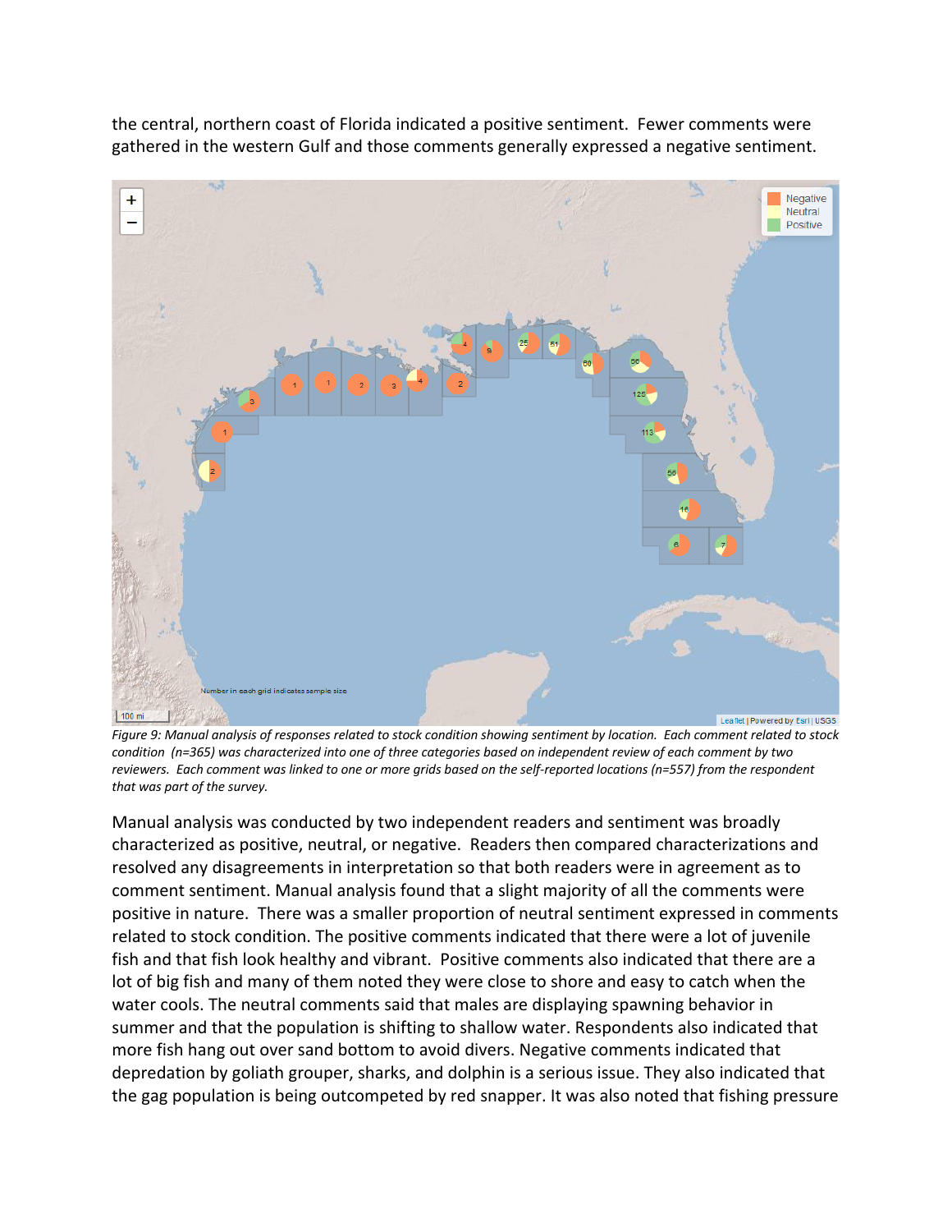the central, northern coast of Florida indicated a positive sentiment. Fewer comments were gathered in the western Gulf and those comments generally expressed a negative sentiment.

*Figure 9: Manual analysis of responses related to stock condition showing sentiment by location. Each comment related to stock condition (n=365) was characterized into one of three categories based on independent review of each comment by two reviewers. Each comment was linked to one or more grids based on the self-reported locations (n=557) from the respondent that was part of the survey.*

Manual analysis was conducted by two independent readers and sentiment was broadly characterized as positive, neutral, or negative. Readers then compared characterizations and resolved any disagreements in interpretation so that both readers were in agreement as to comment sentiment. Manual analysis found that a slight majority of all the comments were positive in nature. There was a smaller proportion of neutral sentiment expressed in comments related to stock condition. The positive comments indicated that there were a lot of juvenile fish and that fish look healthy and vibrant. Positive comments also indicated that there are a lot of big fish and many of them noted they were close to shore and easy to catch when the water cools. The neutral comments said that males are displaying spawning behavior in summer and that the population is shifting to shallow water. Respondents also indicated that more fish hang out over sand bottom to avoid divers. Negative comments indicated that depredation by goliath grouper, sharks, and dolphin is a serious issue. They also indicated that the gag population is being outcompeted by red snapper. It was also noted that fishing pressure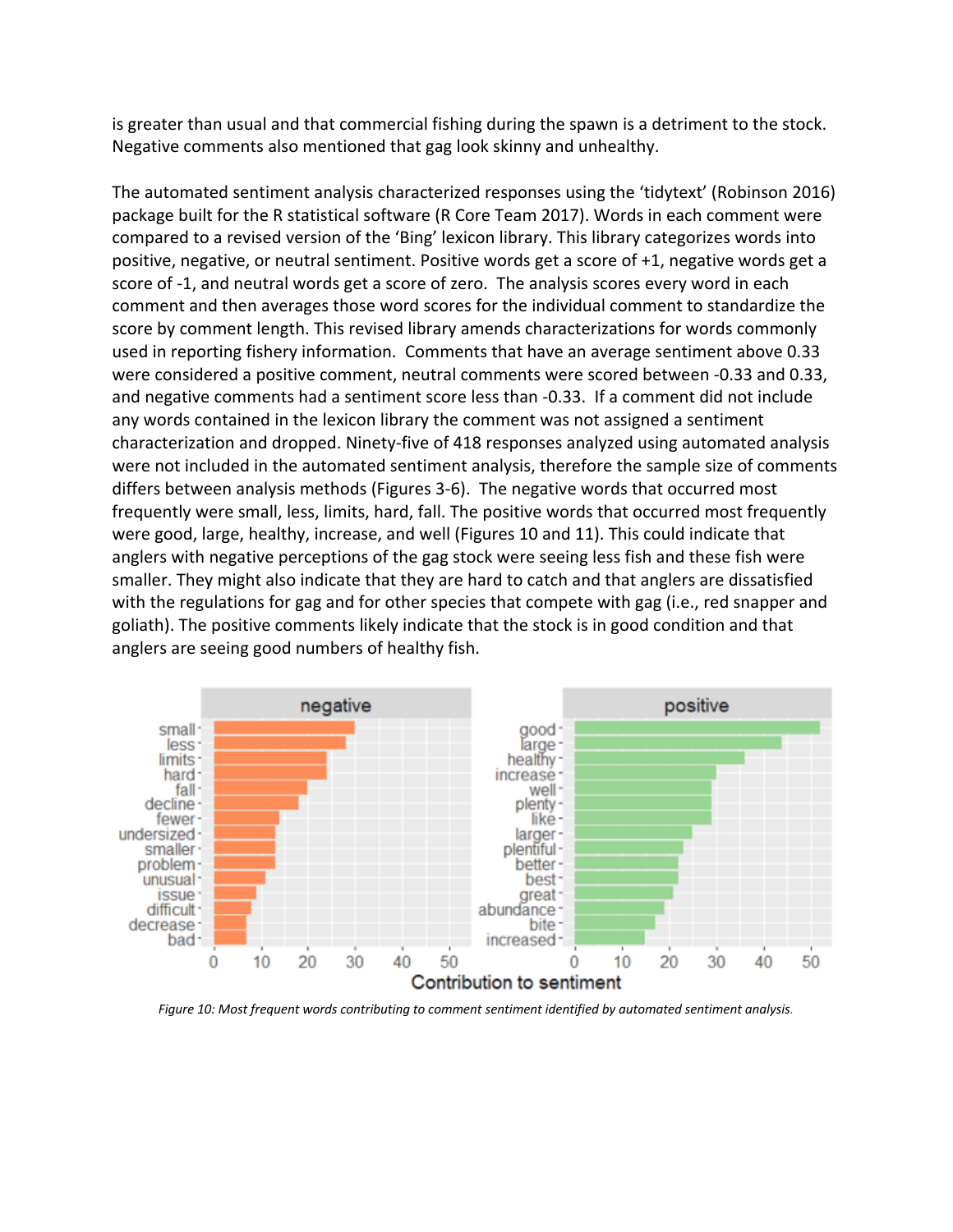is greater than usual and that commercial fishing during the spawn is a detriment to the stock. Negative comments also mentioned that gag look skinny and unhealthy.

The automated sentiment analysis characterized responses using the 'tidytext' (Robinson 2016) package built for the R statistical software (R Core Team 2017). Words in each comment were compared to a revised version of the 'Bing' lexicon library. This library categorizes words into positive, negative, or neutral sentiment. Positive words get a score of +1, negative words get a score of -1, and neutral words get a score of zero. The analysis scores every word in each comment and then averages those word scores for the individual comment to standardize the score by comment length. This revised library amends characterizations for words commonly used in reporting fishery information. Comments that have an average sentiment above 0.33 were considered a positive comment, neutral comments were scored between -0.33 and 0.33, and negative comments had a sentiment score less than -0.33. If a comment did not include any words contained in the lexicon library the comment was not assigned a sentiment characterization and dropped. Ninety-five of 418 responses analyzed using automated analysis were not included in the automated sentiment analysis, therefore the sample size of comments differs between analysis methods (Figures 3-6). The negative words that occurred most frequently were small, less, limits, hard, fall. The positive words that occurred most frequently were good, large, healthy, increase, and well (Figures 10 and 11). This could indicate that anglers with negative perceptions of the gag stock were seeing less fish and these fish were smaller. They might also indicate that they are hard to catch and that anglers are dissatisfied with the regulations for gag and for other species that compete with gag (i.e., red snapper and goliath). The positive comments likely indicate that the stock is in good condition and that anglers are seeing good numbers of healthy fish.

*Figure 10: Most frequent words contributing to comment sentiment identified by automated sentiment analysis.*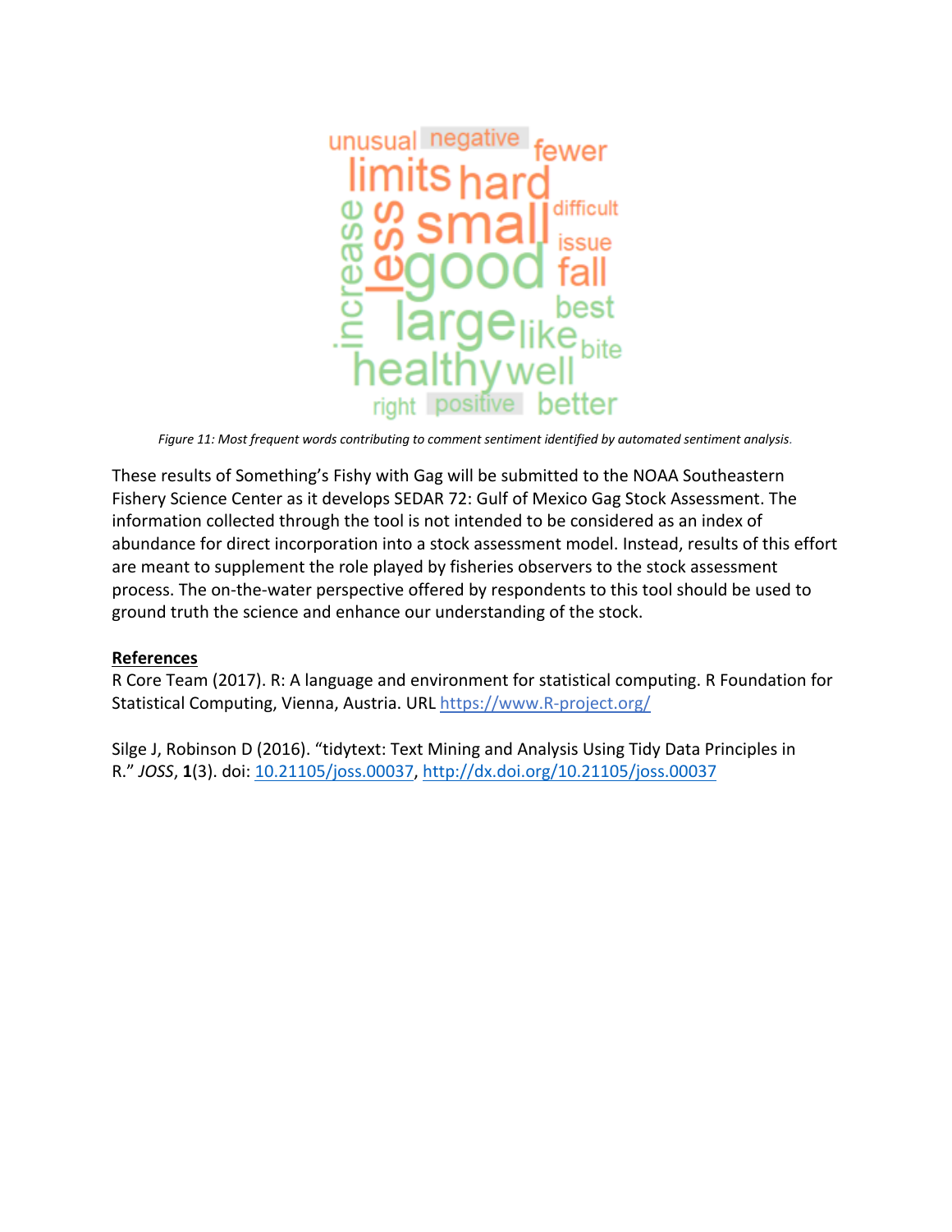unusual negative fewer
limits hard
increase less small difficult
good issue
fall
large like best
bite
healthy well
right positive better

*Figure 11: Most frequent words contributing to comment sentiment identified by automated sentiment analysis.*

These results of Something's Fishy with Gag will be submitted to the NOAA Southeastern Fishery Science Center as it develops SEDAR 72: Gulf of Mexico Gag Stock Assessment. The information collected through the tool is not intended to be considered as an index of abundance for direct incorporation into a stock assessment model. Instead, results of this effort are meant to supplement the role played by fisheries observers to the stock assessment process. The on-the-water perspective offered by respondents to this tool should be used to ground truth the science and enhance our understanding of the stock.

## References

R Core Team (2017). R: A language and environment for statistical computing. R Foundation for Statistical Computing, Vienna, Austria. URL https://www.R-project.org/

Silge J, Robinson D (2016). "tidytext: Text Mining and Analysis Using Tidy Data Principles in R." *JOSS*, **1**(3). doi: 10.21105/joss.00037, http://dx.doi.org/10.21105/joss.00037